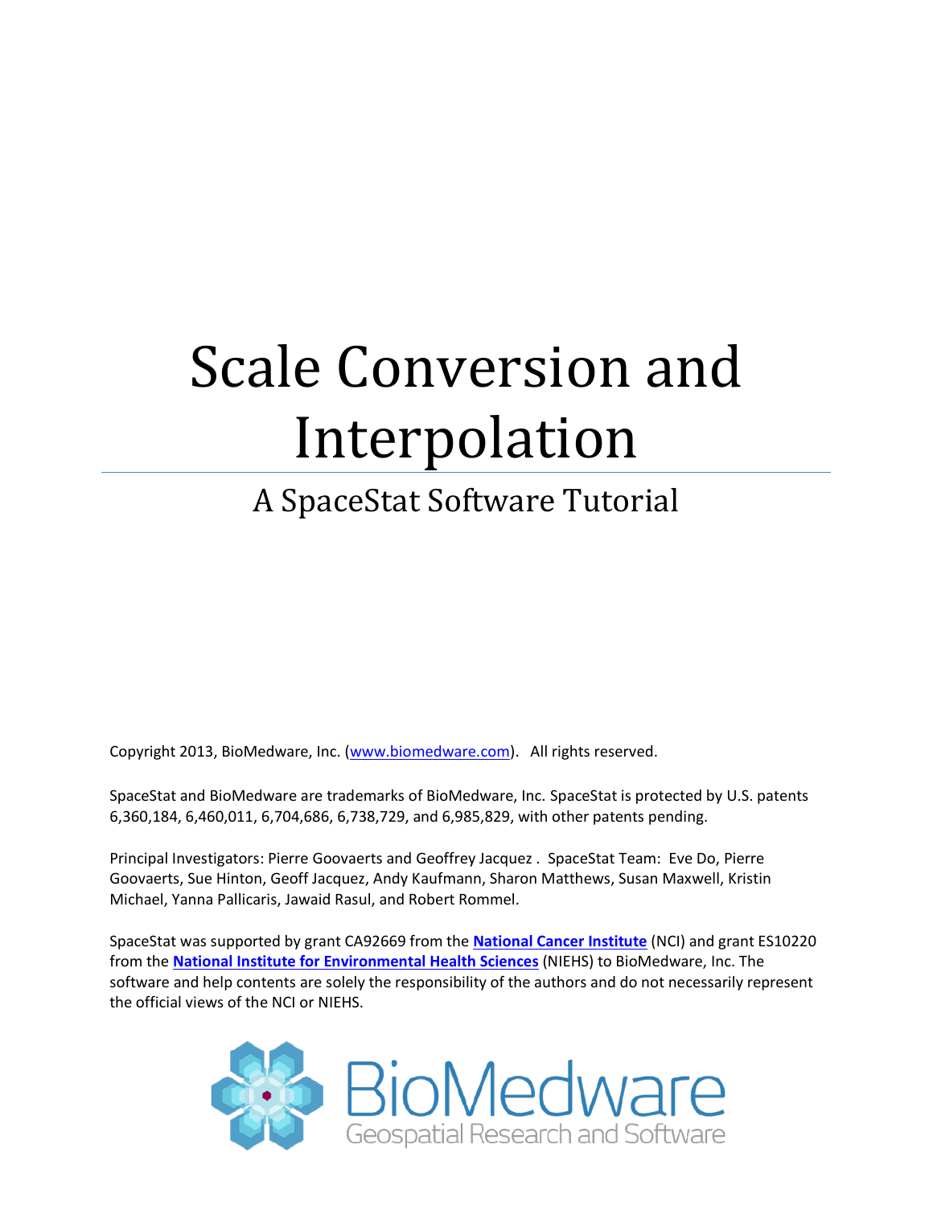# Scale Conversion and Interpolation

## A SpaceStat Software Tutorial

Copyright 2013, BioMedware, Inc. (www.biomedware.com). All rights reserved.

SpaceStat and BioMedware are trademarks of BioMedware, Inc. SpaceStat is protected by U.S. patents 6,360,184, 6,460,011, 6,704,686, 6,738,729, and 6,985,829, with other patents pending.

Principal Investigators: Pierre Goovaerts and Geoffrey Jacquez . SpaceStat Team: Eve Do, Pierre Goovaerts, Sue Hinton, Geoff Jacquez, Andy Kaufmann, Sharon Matthews, Susan Maxwell, Kristin Michael, Yanna Pallicaris, Jawaid Rasul, and Robert Rommel.

SpaceStat was supported by grant CA92669 from the **National Cancer Institute** (NCI) and grant ES10220 from the **National Institute for Environmental Health Sciences** (NIEHS) to BioMedware, Inc. The software and help contents are solely the responsibility of the authors and do not necessarily represent the official views of the NCI or NIEHS.

BioMedware
Geospatial Research and Software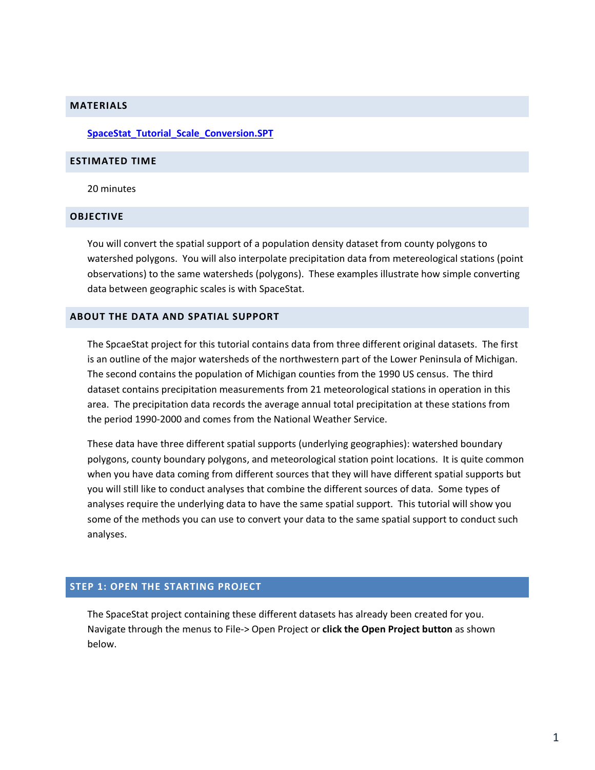## MATERIALS

**SpaceStat_Tutorial_Scale_Conversion.SPT**

## ESTIMATED TIME

20 minutes

## OBJECTIVE

You will convert the spatial support of a population density dataset from county polygons to watershed polygons. You will also interpolate precipitation data from metereological stations (point observations) to the same watersheds (polygons). These examples illustrate how simple converting data between geographic scales is with SpaceStat.

## ABOUT THE DATA AND SPATIAL SUPPORT

The SpcaeStat project for this tutorial contains data from three different original datasets. The first is an outline of the major watersheds of the northwestern part of the Lower Peninsula of Michigan. The second contains the population of Michigan counties from the 1990 US census. The third dataset contains precipitation measurements from 21 meteorological stations in operation in this area. The precipitation data records the average annual total precipitation at these stations from the period 1990-2000 and comes from the National Weather Service.

These data have three different spatial supports (underlying geographies): watershed boundary polygons, county boundary polygons, and meteorological station point locations. It is quite common when you have data coming from different sources that they will have different spatial supports but you will still like to conduct analyses that combine the different sources of data. Some types of analyses require the underlying data to have the same spatial support. This tutorial will show you some of the methods you can use to convert your data to the same spatial support to conduct such analyses.

## STEP 1: OPEN THE STARTING PROJECT

The SpaceStat project containing these different datasets has already been created for you. Navigate through the menus to File-> Open Project or **click the Open Project button** as shown below.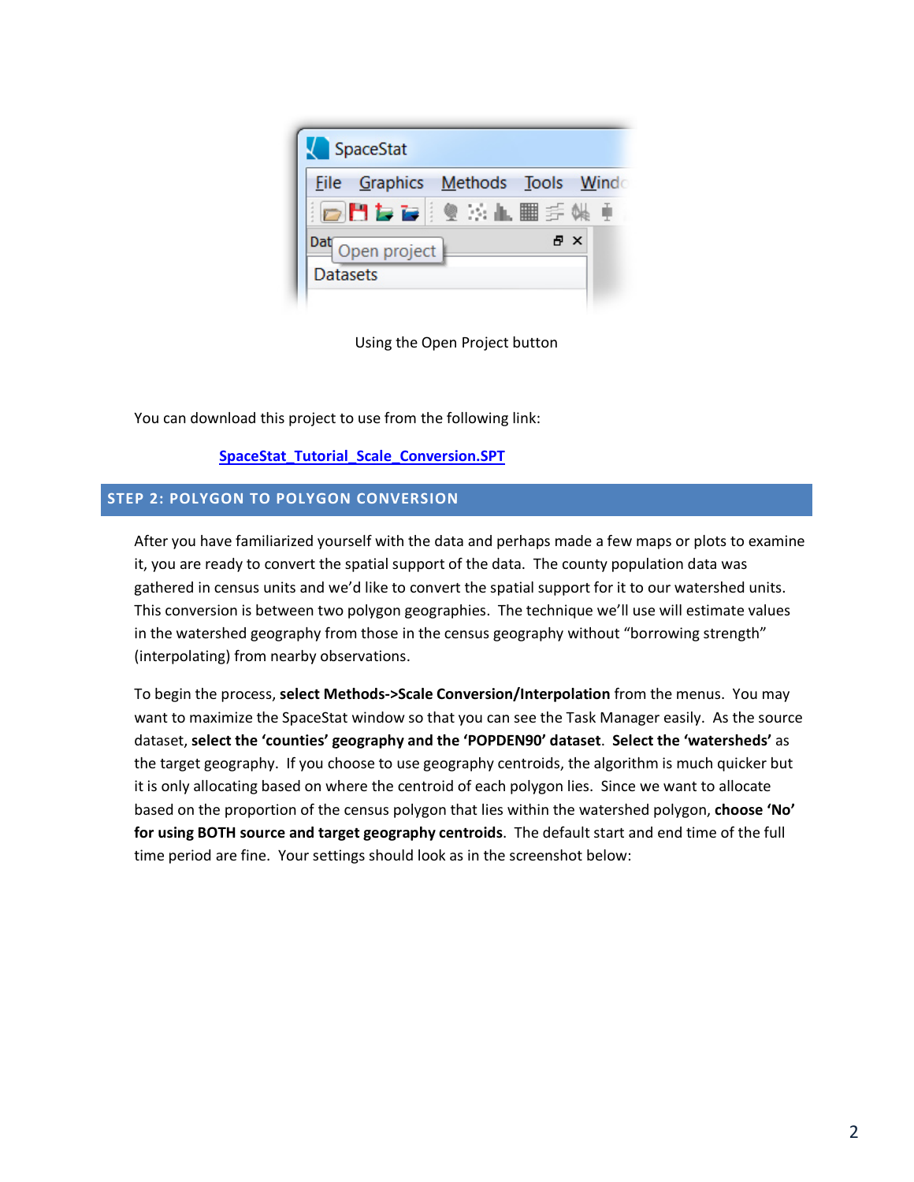Using the Open Project button

You can download this project to use from the following link:

[SpaceStat_Tutorial_Scale_Conversion.SPT]

## STEP 2: POLYGON TO POLYGON CONVERSION

After you have familiarized yourself with the data and perhaps made a few maps or plots to examine it, you are ready to convert the spatial support of the data. The county population data was gathered in census units and we'd like to convert the spatial support for it to our watershed units. This conversion is between two polygon geographies. The technique we'll use will estimate values in the watershed geography from those in the census geography without "borrowing strength" (interpolating) from nearby observations.

To begin the process, **select Methods->Scale Conversion/Interpolation** from the menus. You may want to maximize the SpaceStat window so that you can see the Task Manager easily. As the source dataset, **select the 'counties' geography and the 'POPDEN90' dataset**. **Select the 'watersheds'** as the target geography. If you choose to use geography centroids, the algorithm is much quicker but it is only allocating based on where the centroid of each polygon lies. Since we want to allocate based on the proportion of the census polygon that lies within the watershed polygon, **choose 'No' for using BOTH source and target geography centroids**. The default start and end time of the full time period are fine. Your settings should look as in the screenshot below: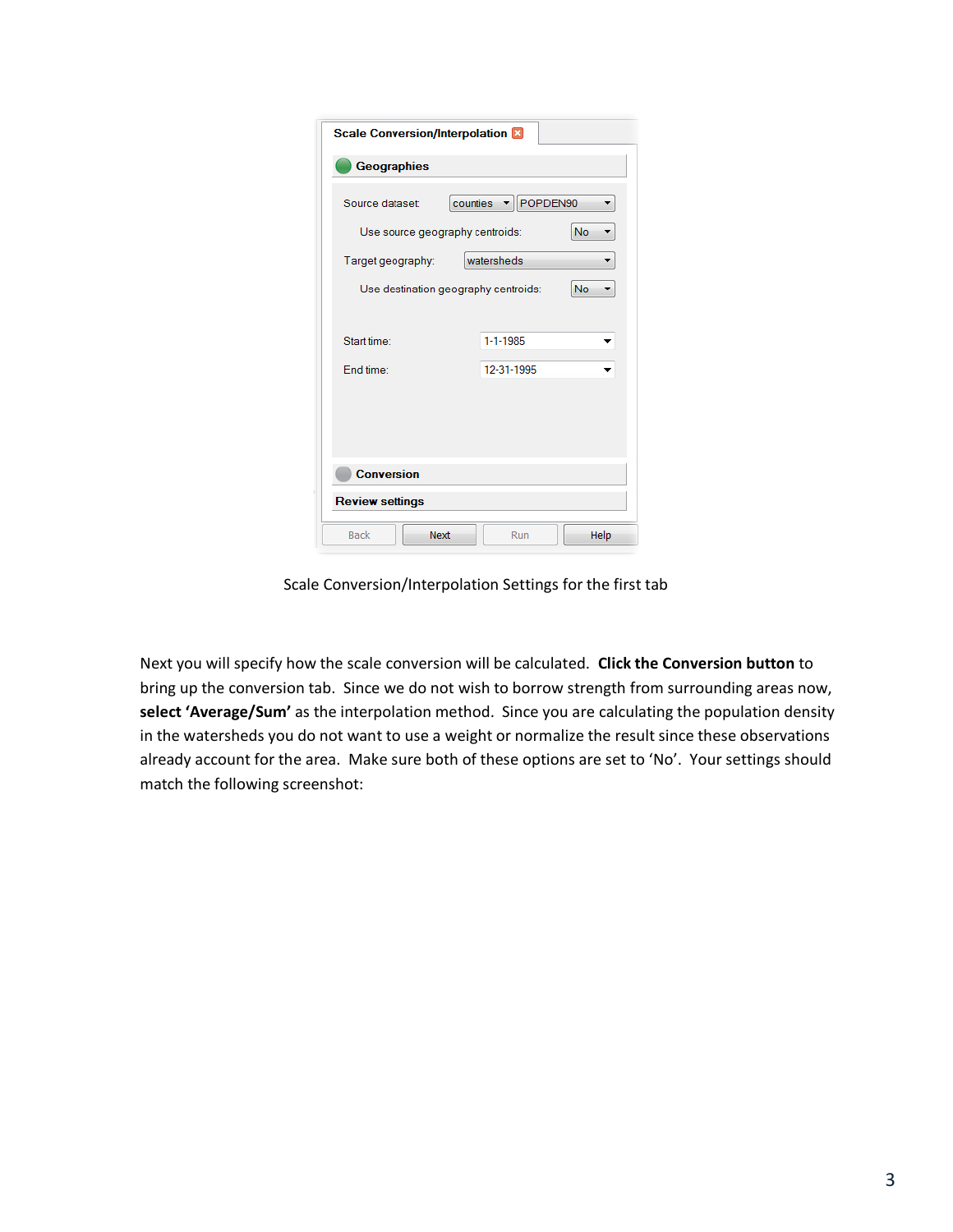Scale Conversion/Interpolation Settings for the first tab

Next you will specify how the scale conversion will be calculated. **Click the Conversion button** to bring up the conversion tab. Since we do not wish to borrow strength from surrounding areas now, **select 'Average/Sum'** as the interpolation method. Since you are calculating the population density in the watersheds you do not want to use a weight or normalize the result since these observations already account for the area. Make sure both of these options are set to 'No'. Your settings should match the following screenshot: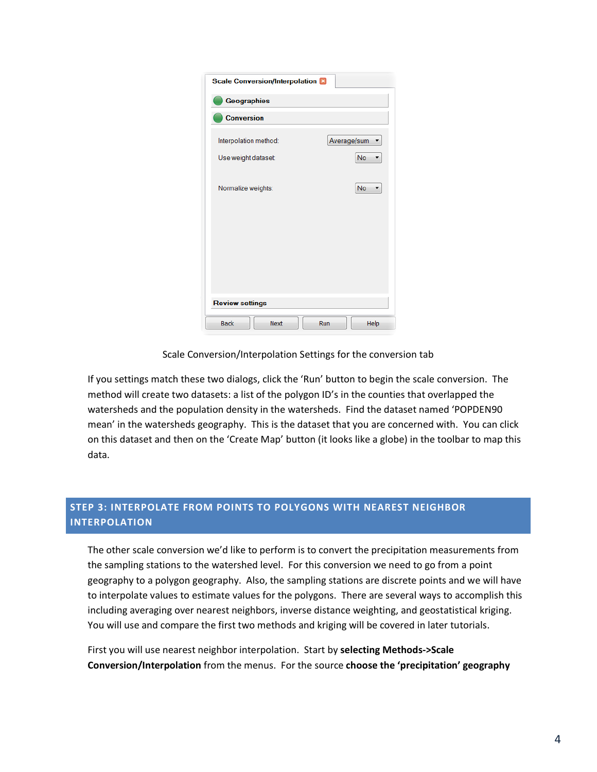Scale Conversion/Interpolation

Geographies

Conversion

Interpolation method: Average/sum

Use weight dataset: No

Normalize weights: No

Review settings

Back Next Run Help

Scale Conversion/Interpolation Settings for the conversion tab

If you settings match these two dialogs, click the 'Run' button to begin the scale conversion. The method will create two datasets: a list of the polygon ID's in the counties that overlapped the watersheds and the population density in the watersheds. Find the dataset named 'POPDEN90 mean' in the watersheds geography. This is the dataset that you are concerned with. You can click on this dataset and then on the 'Create Map' button (it looks like a globe) in the toolbar to map this data.

## STEP 3: INTERPOLATE FROM POINTS TO POLYGONS WITH NEAREST NEIGHBOR INTERPOLATION

The other scale conversion we'd like to perform is to convert the precipitation measurements from the sampling stations to the watershed level. For this conversion we need to go from a point geography to a polygon geography. Also, the sampling stations are discrete points and we will have to interpolate values to estimate values for the polygons. There are several ways to accomplish this including averaging over nearest neighbors, inverse distance weighting, and geostatistical kriging. You will use and compare the first two methods and kriging will be covered in later tutorials.

First you will use nearest neighbor interpolation. Start by **selecting Methods->Scale Conversion/Interpolation** from the menus. For the source **choose the 'precipitation' geography**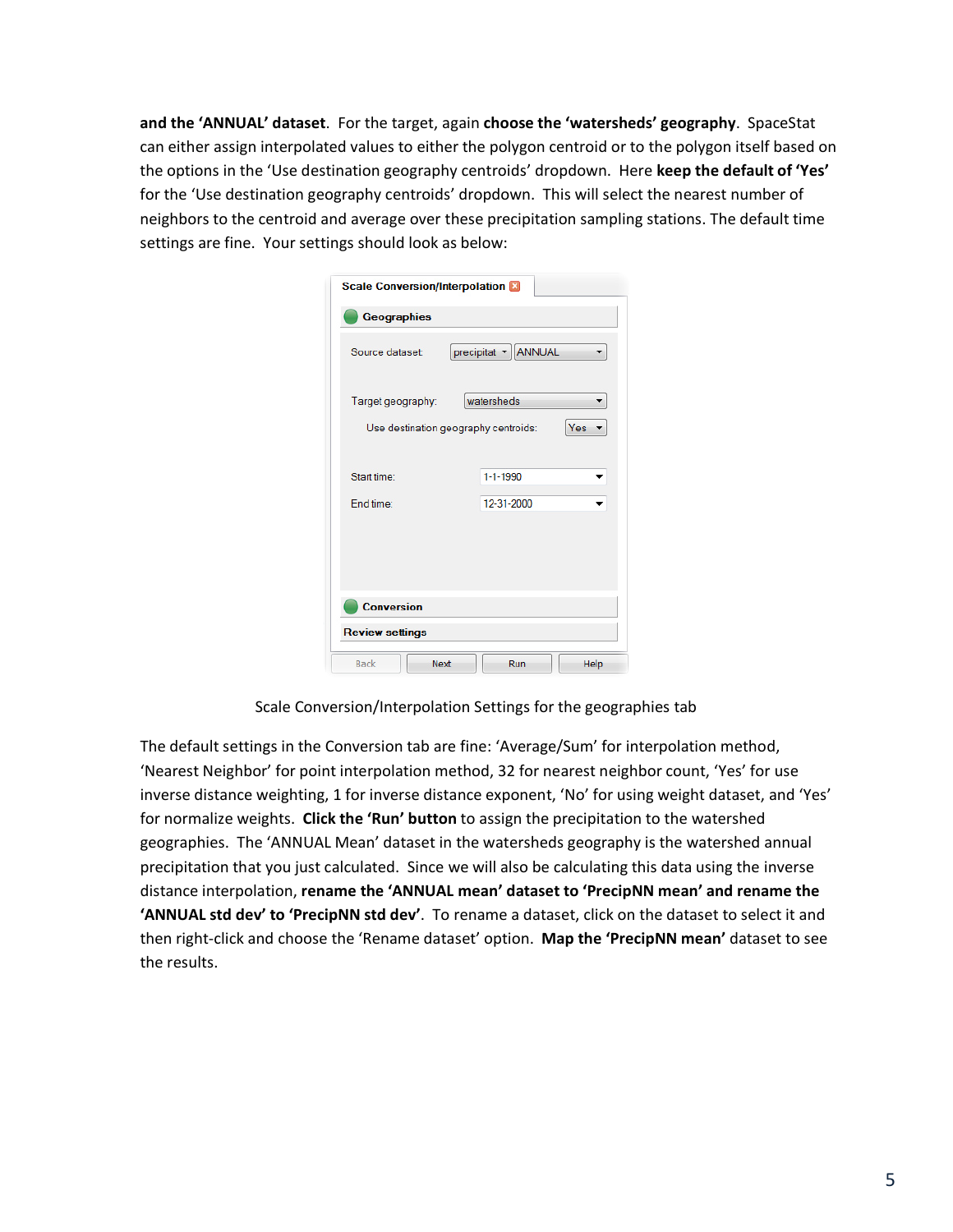**and the 'ANNUAL' dataset**. For the target, again **choose the 'watersheds' geography**. SpaceStat can either assign interpolated values to either the polygon centroid or to the polygon itself based on the options in the 'Use destination geography centroids' dropdown. Here **keep the default of 'Yes'** for the 'Use destination geography centroids' dropdown. This will select the nearest number of neighbors to the centroid and average over these precipitation sampling stations. The default time settings are fine. Your settings should look as below:

Scale Conversion/Interpolation Settings for the geographies tab

The default settings in the Conversion tab are fine: 'Average/Sum' for interpolation method, 'Nearest Neighbor' for point interpolation method, 32 for nearest neighbor count, 'Yes' for use inverse distance weighting, 1 for inverse distance exponent, 'No' for using weight dataset, and 'Yes' for normalize weights. **Click the 'Run' button** to assign the precipitation to the watershed geographies. The 'ANNUAL Mean' dataset in the watersheds geography is the watershed annual precipitation that you just calculated. Since we will also be calculating this data using the inverse distance interpolation, **rename the 'ANNUAL mean' dataset to 'PrecipNN mean' and rename the 'ANNUAL std dev' to 'PrecipNN std dev'**. To rename a dataset, click on the dataset to select it and then right-click and choose the 'Rename dataset' option. **Map the 'PrecipNN mean'** dataset to see the results.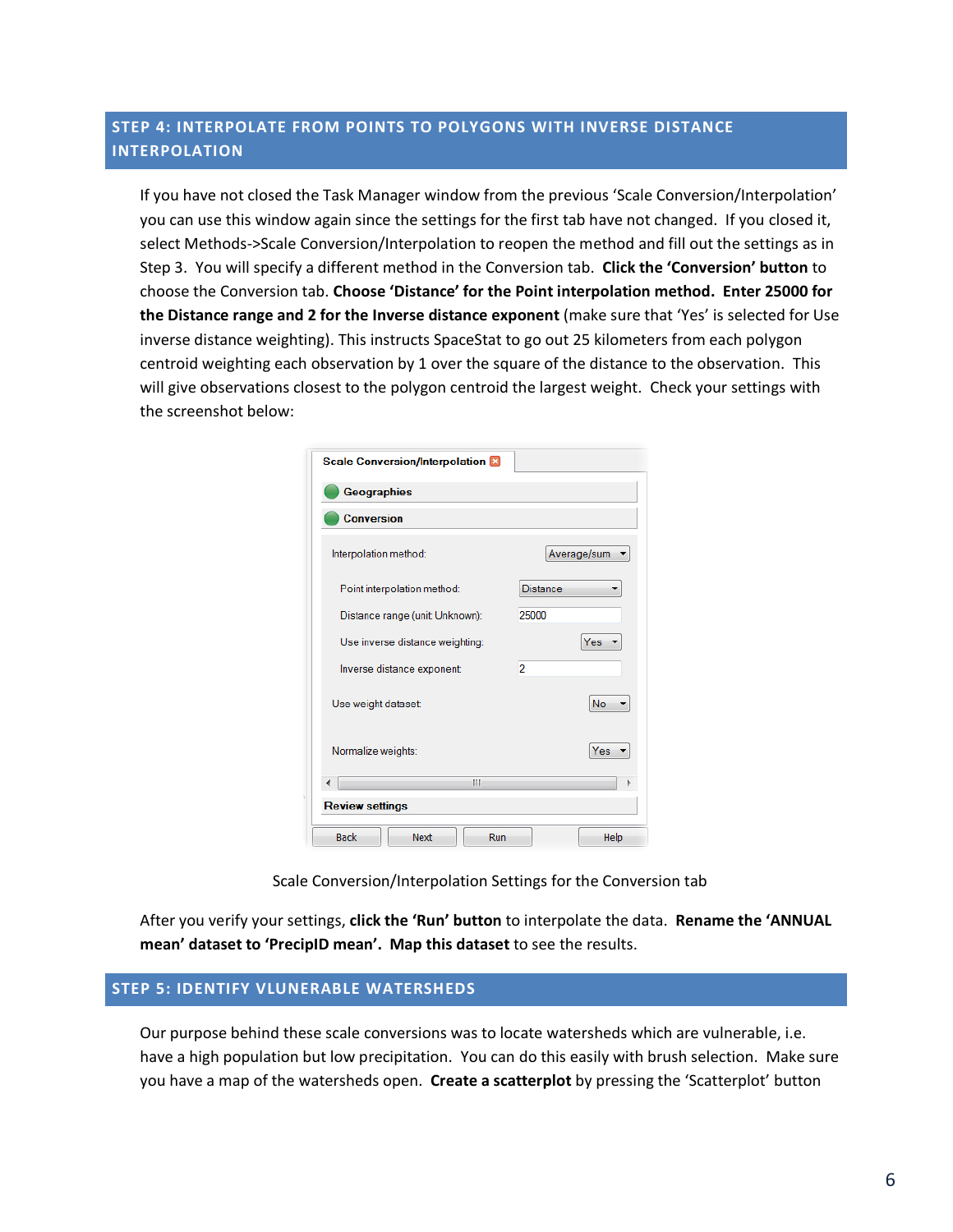## STEP 4: INTERPOLATE FROM POINTS TO POLYGONS WITH INVERSE DISTANCE INTERPOLATION

If you have not closed the Task Manager window from the previous 'Scale Conversion/Interpolation' you can use this window again since the settings for the first tab have not changed. If you closed it, select Methods->Scale Conversion/Interpolation to reopen the method and fill out the settings as in Step 3. You will specify a different method in the Conversion tab. **Click the 'Conversion' button** to choose the Conversion tab. **Choose 'Distance' for the Point interpolation method. Enter 25000 for the Distance range and 2 for the Inverse distance exponent** (make sure that 'Yes' is selected for Use inverse distance weighting). This instructs SpaceStat to go out 25 kilometers from each polygon centroid weighting each observation by 1 over the square of the distance to the observation. This will give observations closest to the polygon centroid the largest weight. Check your settings with the screenshot below:

Scale Conversion/Interpolation Settings for the Conversion tab

After you verify your settings, **click the 'Run' button** to interpolate the data. **Rename the 'ANNUAL mean' dataset to 'PrecipID mean'. Map this dataset** to see the results.

## STEP 5: IDENTIFY VLUNERABLE WATERSHEDS

Our purpose behind these scale conversions was to locate watersheds which are vulnerable, i.e. have a high population but low precipitation. You can do this easily with brush selection. Make sure you have a map of the watersheds open. **Create a scatterplot** by pressing the 'Scatterplot' button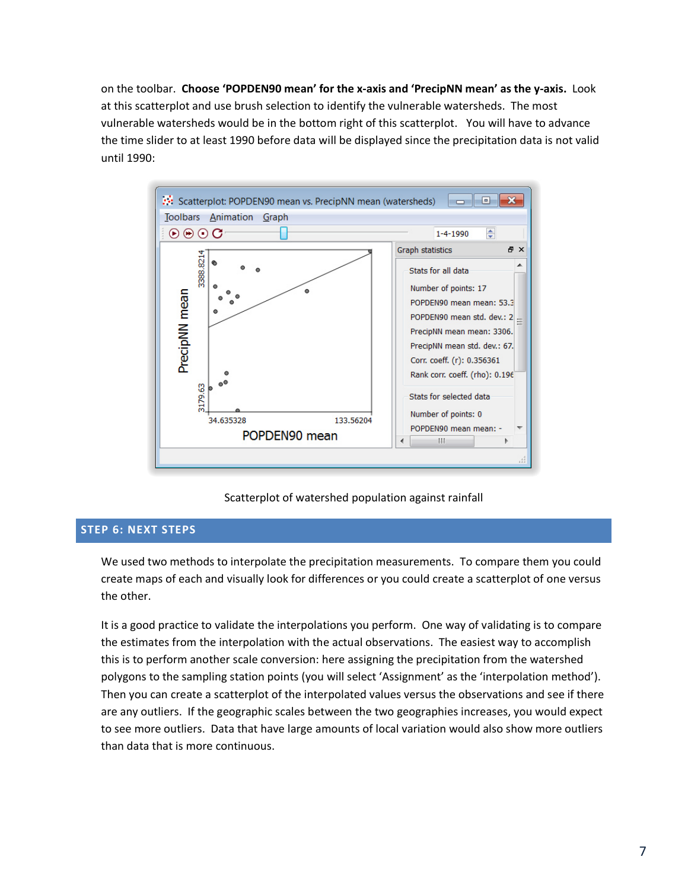on the toolbar. **Choose 'POPDEN90 mean' for the x-axis and 'PrecipNN mean' as the y-axis.** Look at this scatterplot and use brush selection to identify the vulnerable watersheds. The most vulnerable watersheds would be in the bottom right of this scatterplot. You will have to advance the time slider to at least 1990 before data will be displayed since the precipitation data is not valid until 1990:

Scatterplot: POPDEN90 mean vs. PrecipNN mean (watersheds)

Toolbars Animation Graph

1-4-1990

PrecipNN mean

3388.8214

3179.63

34.635328

133.56204

POPDEN90 mean

Graph statistics

Stats for all data

Number of points: 17

POPDEN90 mean mean: 53.3

POPDEN90 mean std. dev.: 2

PrecipNN mean mean: 3306.

PrecipNN mean std. dev.: 67.

Corr. coeff. (r): 0.356361

Rank corr. coeff. (rho): 0.196

Stats for selected data

Number of points: 0

POPDEN90 mean mean: -

Scatterplot of watershed population against rainfall

## STEP 6: NEXT STEPS

We used two methods to interpolate the precipitation measurements. To compare them you could create maps of each and visually look for differences or you could create a scatterplot of one versus the other.

It is a good practice to validate the interpolations you perform. One way of validating is to compare the estimates from the interpolation with the actual observations. The easiest way to accomplish this is to perform another scale conversion: here assigning the precipitation from the watershed polygons to the sampling station points (you will select 'Assignment' as the 'interpolation method'). Then you can create a scatterplot of the interpolated values versus the observations and see if there are any outliers. If the geographic scales between the two geographies increases, you would expect to see more outliers. Data that have large amounts of local variation would also show more outliers than data that is more continuous.